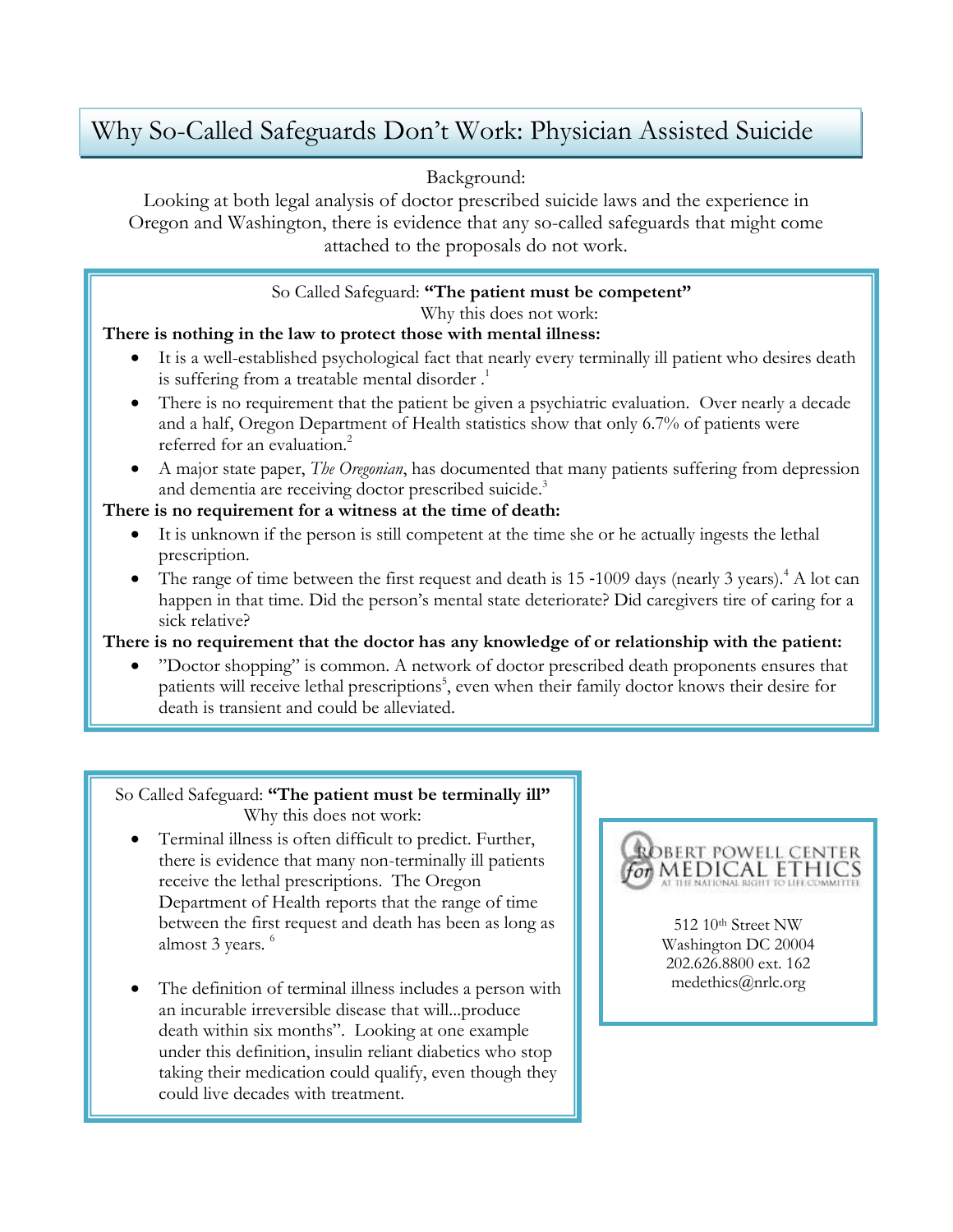# Why So-Called Safeguards Don't Work: Physician Assisted Suicide

Background:

Looking at both legal analysis of doctor prescribed suicide laws and the experience in Oregon and Washington, there is evidence that any so-called safeguards that might come attached to the proposals do not work.

So Called Safeguard: **"The patient must be competent"**

Why this does not work:

**There is nothing in the law to protect those with mental illness:**

- It is a well-established psychological fact that nearly every terminally ill patient who desires death is suffering from a treatable mental disorder .[1]
- There is no requirement that the patient be given a psychiatric evaluation. Over nearly a decade and a half, Oregon Department of Health statistics show that only 6.7% of patients were referred for an evaluation.[2]
- A major state paper, *The Oregonian*, has documented that many patients suffering from depression and dementia are receiving doctor prescribed suicide.[3]

**There is no requirement for a witness at the time of death:**

- It is unknown if the person is still competent at the time she or he actually ingests the lethal prescription.
- The range of time between the first request and death is 15 -1009 days (nearly 3 years).[4] A lot can happen in that time. Did the person's mental state deteriorate? Did caregivers tire of caring for a sick relative?

**There is no requirement that the doctor has any knowledge of or relationship with the patient:**

- "Doctor shopping" is common. A network of doctor prescribed death proponents ensures that patients will receive lethal prescriptions[5], even when their family doctor knows their desire for death is transient and could be alleviated.

So Called Safeguard: **"The patient must be terminally ill"**

Why this does not work:

- Terminal illness is often difficult to predict. Further, there is evidence that many non-terminally ill patients receive the lethal prescriptions. The Oregon Department of Health reports that the range of time between the first request and death has been as long as almost 3 years. [6]
- The definition of terminal illness includes a person with an incurable irreversible disease that will...produce death within six months". Looking at one example under this definition, insulin reliant diabetics who stop taking their medication could qualify, even though they could live decades with treatment.

ROBERT POWELL CENTER for MEDICAL ETHICS AT THE NATIONAL RIGHT TO LIFE COMMITTEE

512 10th Street NW
Washington DC 20004
202.626.8800 ext. 162
medethics@nrlc.org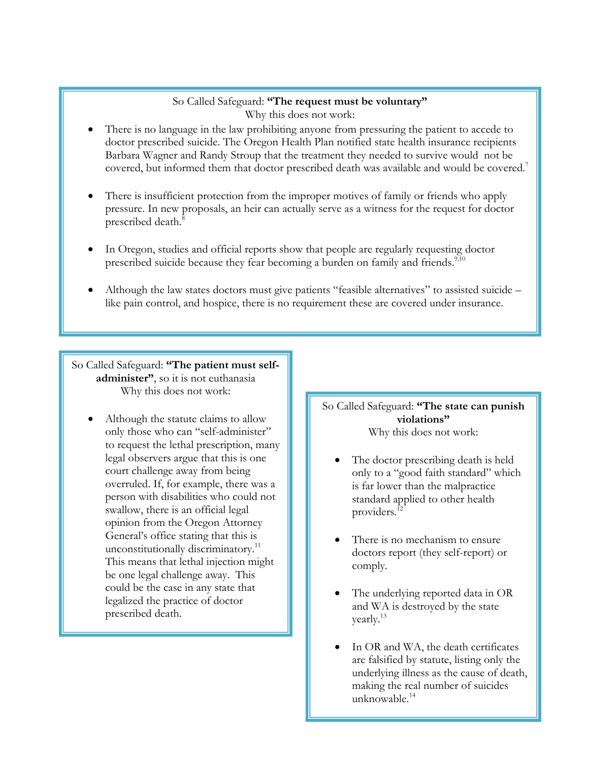So Called Safeguard: **"The request must be voluntary"**

Why this does not work:

- There is no language in the law prohibiting anyone from pressuring the patient to accede to doctor prescribed suicide. The Oregon Health Plan notified state health insurance recipients Barbara Wagner and Randy Stroup that the treatment they needed to survive would not be covered, but informed them that doctor prescribed death was available and would be covered.[7]
- There is insufficient protection from the improper motives of family or friends who apply pressure. In new proposals, an heir can actually serve as a witness for the request for doctor prescribed death.[8]
- In Oregon, studies and official reports show that people are regularly requesting doctor prescribed suicide because they fear becoming a burden on family and friends.[9,10]
- Although the law states doctors must give patients "feasible alternatives" to assisted suicide – like pain control, and hospice, there is no requirement these are covered under insurance.

So Called Safeguard: **"The patient must self-administer"**, so it is not euthanasia

Why this does not work:

- Although the statute claims to allow only those who can "self-administer" to request the lethal prescription, many legal observers argue that this is one court challenge away from being overruled. If, for example, there was a person with disabilities who could not swallow, there is an official legal opinion from the Oregon Attorney General's office stating that this is unconstitutionally discriminatory.[11] This means that lethal injection might be one legal challenge away. This could be the case in any state that legalized the practice of doctor prescribed death.

So Called Safeguard: **"The state can punish violations"**

Why this does not work:

- The doctor prescribing death is held only to a "good faith standard" which is far lower than the malpractice standard applied to other health providers.[12]
- There is no mechanism to ensure doctors report (they self-report) or comply.
- The underlying reported data in OR and WA is destroyed by the state yearly.[13]
- In OR and WA, the death certificates are falsified by statute, listing only the underlying illness as the cause of death, making the real number of suicides unknowable.[14]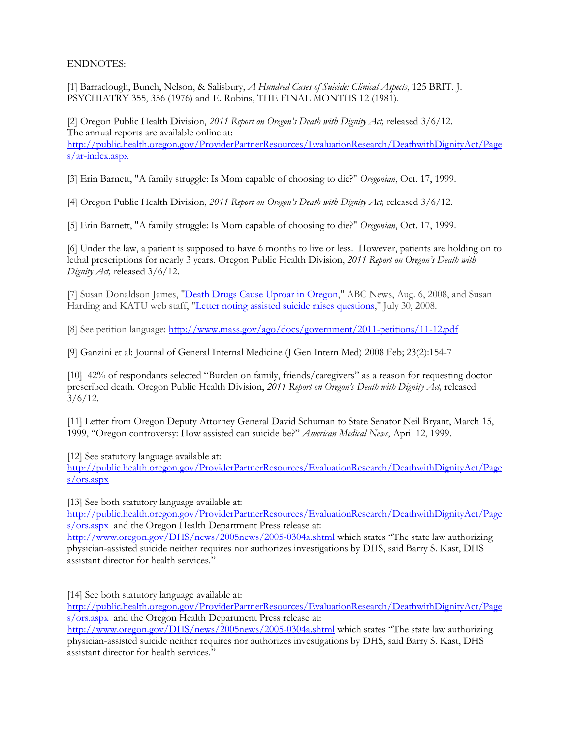ENDNOTES:

[1] Barraclough, Bunch, Nelson, & Salisbury, *A Hundred Cases of Suicide: Clinical Aspects*, 125 BRIT. J. PSYCHIATRY 355, 356 (1976) and E. Robins, THE FINAL MONTHS 12 (1981).

[2] Oregon Public Health Division, *2011 Report on Oregon's Death with Dignity Act,* released 3/6/12. The annual reports are available online at: http://public.health.oregon.gov/ProviderPartnerResources/EvaluationResearch/DeathwithDignityAct/Pages/ar-index.aspx

[3] Erin Barnett, "A family struggle: Is Mom capable of choosing to die?" *Oregonian*, Oct. 17, 1999.

[4] Oregon Public Health Division, *2011 Report on Oregon's Death with Dignity Act,* released 3/6/12.

[5] Erin Barnett, "A family struggle: Is Mom capable of choosing to die?" *Oregonian*, Oct. 17, 1999.

[6] Under the law, a patient is supposed to have 6 months to live or less. However, patients are holding on to lethal prescriptions for nearly 3 years. Oregon Public Health Division, *2011 Report on Oregon's Death with Dignity Act,* released 3/6/12.

[7] Susan Donaldson James, "Death Drugs Cause Uproar in Oregon," ABC News, Aug. 6, 2008, and Susan Harding and KATU web staff, "Letter noting assisted suicide raises questions," July 30, 2008.

[8] See petition language: http://www.mass.gov/ago/docs/government/2011-petitions/11-12.pdf

[9] Ganzini et al: Journal of General Internal Medicine (J Gen Intern Med) 2008 Feb; 23(2):154-7

[10] 42% of respondants selected "Burden on family, friends/caregivers" as a reason for requesting doctor prescribed death. Oregon Public Health Division, *2011 Report on Oregon's Death with Dignity Act,* released 3/6/12.

[11] Letter from Oregon Deputy Attorney General David Schuman to State Senator Neil Bryant, March 15, 1999, "Oregon controversy: How assisted can suicide be?" *American Medical News*, April 12, 1999.

[12] See statutory language available at: http://public.health.oregon.gov/ProviderPartnerResources/EvaluationResearch/DeathwithDignityAct/Pages/ors.aspx

[13] See both statutory language available at: http://public.health.oregon.gov/ProviderPartnerResources/EvaluationResearch/DeathwithDignityAct/Pages/ors.aspx and the Oregon Health Department Press release at: http://www.oregon.gov/DHS/news/2005news/2005-0304a.shtml which states "The state law authorizing physician-assisted suicide neither requires nor authorizes investigations by DHS, said Barry S. Kast, DHS assistant director for health services."

[14] See both statutory language available at: http://public.health.oregon.gov/ProviderPartnerResources/EvaluationResearch/DeathwithDignityAct/Pages/ors.aspx and the Oregon Health Department Press release at: http://www.oregon.gov/DHS/news/2005news/2005-0304a.shtml which states "The state law authorizing physician-assisted suicide neither requires nor authorizes investigations by DHS, said Barry S. Kast, DHS assistant director for health services."